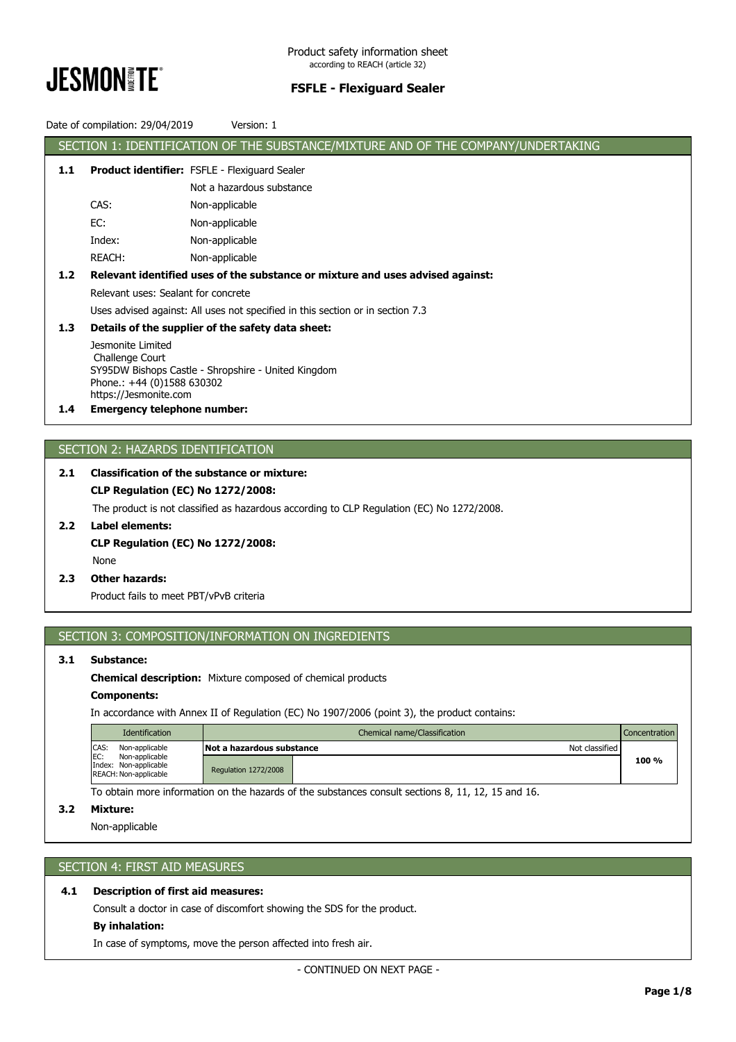Product safety information sheet
according to REACH (article 32)

**FSFLE - Flexiguard Sealer**

Date of compilation: 29/04/2019 Version: 1

## SECTION 1: IDENTIFICATION OF THE SUBSTANCE/MIXTURE AND OF THE COMPANY/UNDERTAKING

**1.1 Product identifier:** FSFLE - Flexiguard Sealer

Not a hazardous substance

| | |
|---|---|
| CAS: | Non-applicable |
| EC: | Non-applicable |
| Index: | Non-applicable |
| REACH: | Non-applicable |

**1.2 Relevant identified uses of the substance or mixture and uses advised against:**

Relevant uses: Sealant for concrete

Uses advised against: All uses not specified in this section or in section 7.3

**1.3 Details of the supplier of the safety data sheet:**

Jesmonite Limited
Challenge Court
SY95DW Bishops Castle - Shropshire - United Kingdom
Phone.: +44 (0)1588 630302
https://Jesmonite.com

**1.4 Emergency telephone number:**

## SECTION 2: HAZARDS IDENTIFICATION

**2.1 Classification of the substance or mixture:**

**CLP Regulation (EC) No 1272/2008:**

The product is not classified as hazardous according to CLP Regulation (EC) No 1272/2008.

**2.2 Label elements:**

**CLP Regulation (EC) No 1272/2008:**

None

**2.3 Other hazards:**

Product fails to meet PBT/vPvB criteria

## SECTION 3: COMPOSITION/INFORMATION ON INGREDIENTS

**3.1 Substance:**

**Chemical description:** Mixture composed of chemical products

**Components:**

In accordance with Annex II of Regulation (EC) No 1907/2006 (point 3), the product contains:

| Identification | Chemical name/Classification | | Concentration |
|---|---|---|---|
| CAS: Non-applicable<br>EC: Non-applicable<br>Index: Non-applicable<br>REACH: Non-applicable | **Not a hazardous substance** | Not classified | 100 % |
| | Regulation 1272/2008 | | |

To obtain more information on the hazards of the substances consult sections 8, 11, 12, 15 and 16.

**3.2 Mixture:**

Non-applicable

## SECTION 4: FIRST AID MEASURES

**4.1 Description of first aid measures:**

Consult a doctor in case of discomfort showing the SDS for the product.

**By inhalation:**

In case of symptoms, move the person affected into fresh air.

- CONTINUED ON NEXT PAGE -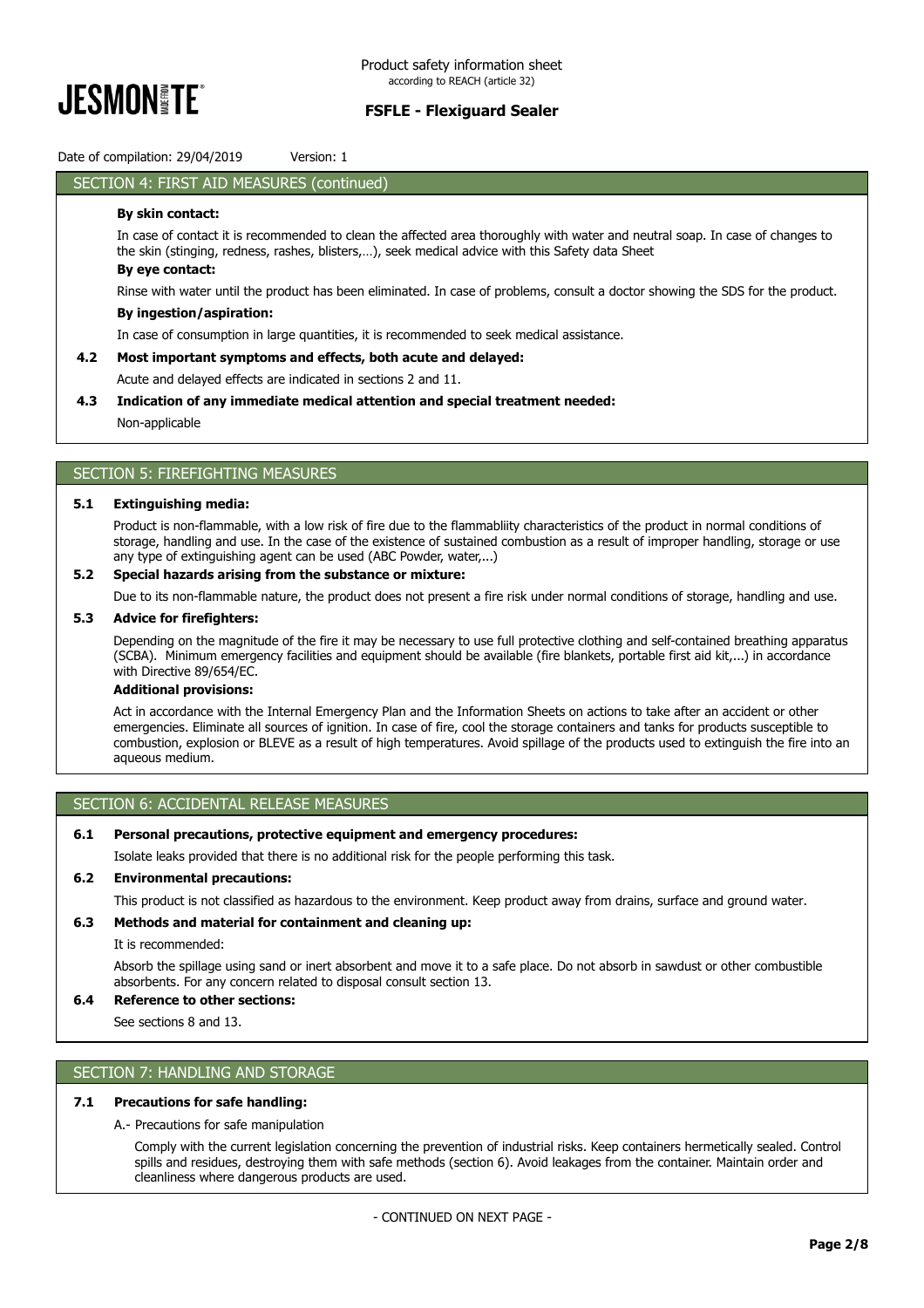## SECTION 4: FIRST AID MEASURES (continued)

**By skin contact:**

In case of contact it is recommended to clean the affected area thoroughly with water and neutral soap. In case of changes to the skin (stinging, redness, rashes, blisters,…), seek medical advice with this Safety data Sheet

**By eye contact:**

Rinse with water until the product has been eliminated. In case of problems, consult a doctor showing the SDS for the product.

**By ingestion/aspiration:**

In case of consumption in large quantities, it is recommended to seek medical assistance.

**4.2 Most important symptoms and effects, both acute and delayed:**

Acute and delayed effects are indicated in sections 2 and 11.

**4.3 Indication of any immediate medical attention and special treatment needed:**

Non-applicable

## SECTION 5: FIREFIGHTING MEASURES

**5.1 Extinguishing media:**

Product is non-flammable, with a low risk of fire due to the flammabliity characteristics of the product in normal conditions of storage, handling and use. In the case of the existence of sustained combustion as a result of improper handling, storage or use any type of extinguishing agent can be used (ABC Powder, water,...)

**5.2 Special hazards arising from the substance or mixture:**

Due to its non-flammable nature, the product does not present a fire risk under normal conditions of storage, handling and use.

**5.3 Advice for firefighters:**

Depending on the magnitude of the fire it may be necessary to use full protective clothing and self-contained breathing apparatus (SCBA). Minimum emergency facilities and equipment should be available (fire blankets, portable first aid kit,...) in accordance with Directive 89/654/EC.

**Additional provisions:**

Act in accordance with the Internal Emergency Plan and the Information Sheets on actions to take after an accident or other emergencies. Eliminate all sources of ignition. In case of fire, cool the storage containers and tanks for products susceptible to combustion, explosion or BLEVE as a result of high temperatures. Avoid spillage of the products used to extinguish the fire into an aqueous medium.

## SECTION 6: ACCIDENTAL RELEASE MEASURES

**6.1 Personal precautions, protective equipment and emergency procedures:**

Isolate leaks provided that there is no additional risk for the people performing this task.

**6.2 Environmental precautions:**

This product is not classified as hazardous to the environment. Keep product away from drains, surface and ground water.

**6.3 Methods and material for containment and cleaning up:**

It is recommended:

Absorb the spillage using sand or inert absorbent and move it to a safe place. Do not absorb in sawdust or other combustible absorbents. For any concern related to disposal consult section 13.

**6.4 Reference to other sections:**

See sections 8 and 13.

## SECTION 7: HANDLING AND STORAGE

**7.1 Precautions for safe handling:**

A.- Precautions for safe manipulation

Comply with the current legislation concerning the prevention of industrial risks. Keep containers hermetically sealed. Control spills and residues, destroying them with safe methods (section 6). Avoid leakages from the container. Maintain order and cleanliness where dangerous products are used.

- CONTINUED ON NEXT PAGE -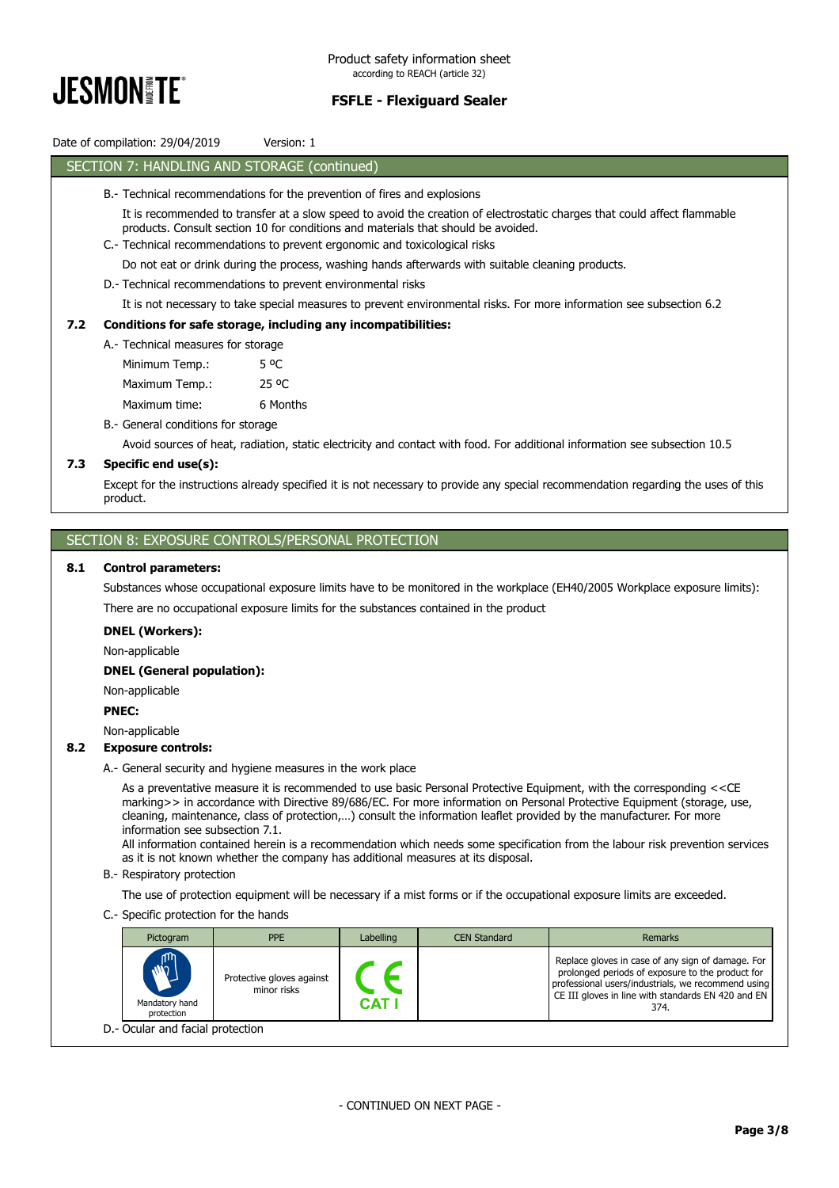## SECTION 7: HANDLING AND STORAGE (continued)

B.- Technical recommendations for the prevention of fires and explosions

It is recommended to transfer at a slow speed to avoid the creation of electrostatic charges that could affect flammable products. Consult section 10 for conditions and materials that should be avoided.

C.- Technical recommendations to prevent ergonomic and toxicological risks

Do not eat or drink during the process, washing hands afterwards with suitable cleaning products.

D.- Technical recommendations to prevent environmental risks

It is not necessary to take special measures to prevent environmental risks. For more information see subsection 6.2

### 7.2 Conditions for safe storage, including any incompatibilities:

A.- Technical measures for storage

| | |
|---|---|
| Minimum Temp.: | 5 ºC |
| Maximum Temp.: | 25 ºC |
| Maximum time: | 6 Months |

B.- General conditions for storage

Avoid sources of heat, radiation, static electricity and contact with food. For additional information see subsection 10.5

### 7.3 Specific end use(s):

Except for the instructions already specified it is not necessary to provide any special recommendation regarding the uses of this product.

## SECTION 8: EXPOSURE CONTROLS/PERSONAL PROTECTION

### 8.1 Control parameters:

Substances whose occupational exposure limits have to be monitored in the workplace (EH40/2005 Workplace exposure limits):

There are no occupational exposure limits for the substances contained in the product

**DNEL (Workers):**

Non-applicable

**DNEL (General population):**

Non-applicable

**PNEC:**

Non-applicable

### 8.2 Exposure controls:

A.- General security and hygiene measures in the work place

As a preventative measure it is recommended to use basic Personal Protective Equipment, with the corresponding <<CE marking>> in accordance with Directive 89/686/EC. For more information on Personal Protective Equipment (storage, use, cleaning, maintenance, class of protection,…) consult the information leaflet provided by the manufacturer. For more information see subsection 7.1.

All information contained herein is a recommendation which needs some specification from the labour risk prevention services as it is not known whether the company has additional measures at its disposal.

B.- Respiratory protection

The use of protection equipment will be necessary if a mist forms or if the occupational exposure limits are exceeded.

C.- Specific protection for the hands

| Pictogram | PPE | Labelling | CEN Standard | Remarks |
|---|---|---|---|---|
| Mandatory hand protection | Protective gloves against minor risks | CE CAT I | | Replace gloves in case of any sign of damage. For prolonged periods of exposure to the product for professional users/industrials, we recommend using CE III gloves in line with standards EN 420 and EN 374. |

D.- Ocular and facial protection

- CONTINUED ON NEXT PAGE -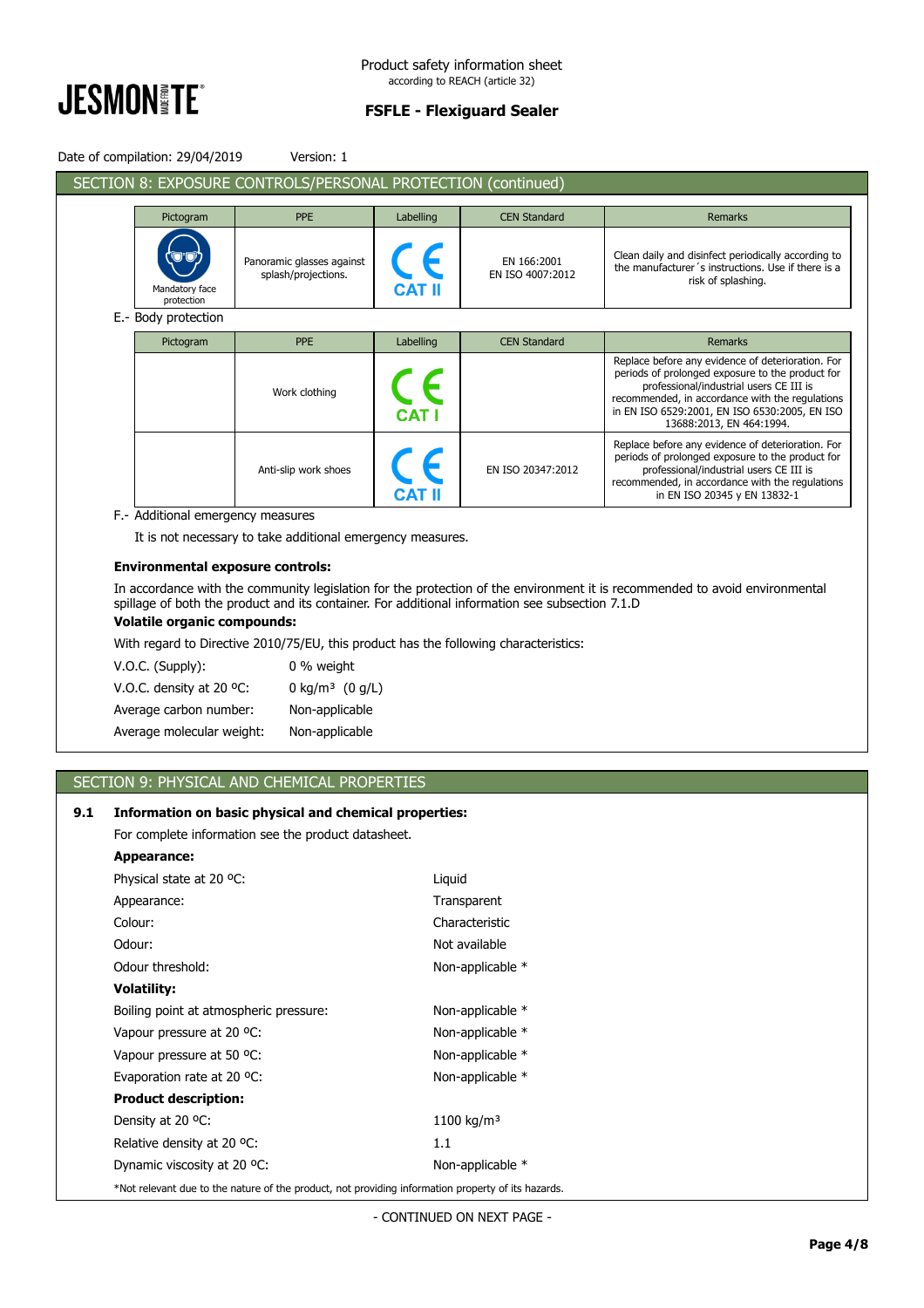## SECTION 8: EXPOSURE CONTROLS/PERSONAL PROTECTION (continued)

| Pictogram | PPE | Labelling | CEN Standard | Remarks |
|---|---|---|---|---|
| Mandatory face protection | Panoramic glasses against splash/projections. | CE CAT II | EN 166:2001 EN ISO 4007:2012 | Clean daily and disinfect periodically according to the manufacturer´s instructions. Use if there is a risk of splashing. |

E.- Body protection

| Pictogram | PPE | Labelling | CEN Standard | Remarks |
|---|---|---|---|---|
| | Work clothing | CE CAT I | | Replace before any evidence of deterioration. For periods of prolonged exposure to the product for professional/industrial users CE III is recommended, in accordance with the regulations in EN ISO 6529:2001, EN ISO 6530:2005, EN ISO 13688:2013, EN 464:1994. |
| | Anti-slip work shoes | CE CAT II | EN ISO 20347:2012 | Replace before any evidence of deterioration. For periods of prolonged exposure to the product for professional/industrial users CE III is recommended, in accordance with the regulations in EN ISO 20345 y EN 13832-1 |

F.- Additional emergency measures

It is not necessary to take additional emergency measures.

**Environmental exposure controls:**

In accordance with the community legislation for the protection of the environment it is recommended to avoid environmental spillage of both the product and its container. For additional information see subsection 7.1.D

**Volatile organic compounds:**

With regard to Directive 2010/75/EU, this product has the following characteristics:

V.O.C. (Supply): 0 % weight

V.O.C. density at 20 ºC: 0 kg/m³ (0 g/L)

Average carbon number: Non-applicable

Average molecular weight: Non-applicable

## SECTION 9: PHYSICAL AND CHEMICAL PROPERTIES

**9.1 Information on basic physical and chemical properties:**

For complete information see the product datasheet.

**Appearance:**

Physical state at 20 ºC: Liquid

Appearance: Transparent

Colour: Characteristic

Odour: Not available

Odour threshold: Non-applicable *

**Volatility:**

Boiling point at atmospheric pressure: Non-applicable *

Vapour pressure at 20 ºC: Non-applicable *

Vapour pressure at 50 ºC: Non-applicable *

Evaporation rate at 20 ºC: Non-applicable *

**Product description:**

Density at 20 ºC: 1100 kg/m³

Relative density at 20 ºC: 1.1

Dynamic viscosity at 20 ºC: Non-applicable *

*Not relevant due to the nature of the product, not providing information property of its hazards.

- CONTINUED ON NEXT PAGE -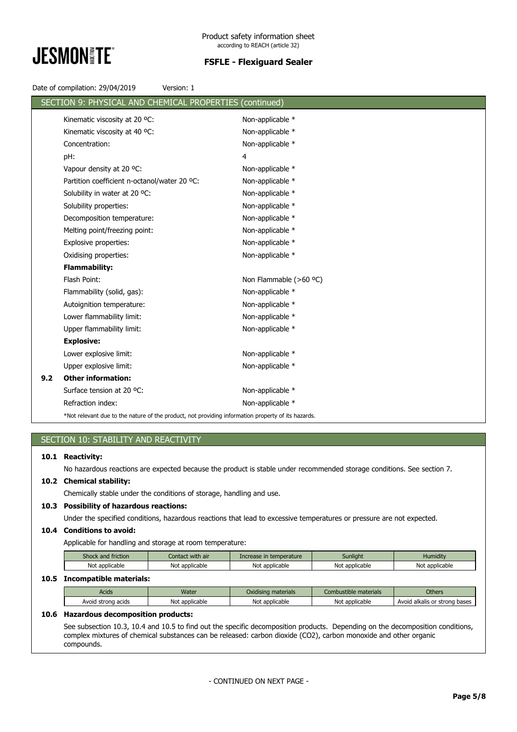Date of compilation: 29/04/2019 Version: 1

## SECTION 9: PHYSICAL AND CHEMICAL PROPERTIES (continued)

| | |
|---|---|
| Kinematic viscosity at 20 ºC: | Non-applicable * |
| Kinematic viscosity at 40 ºC: | Non-applicable * |
| Concentration: | Non-applicable * |
| pH: | 4 |
| Vapour density at 20 ºC: | Non-applicable * |
| Partition coefficient n-octanol/water 20 ºC: | Non-applicable * |
| Solubility in water at 20 ºC: | Non-applicable * |
| Solubility properties: | Non-applicable * |
| Decomposition temperature: | Non-applicable * |
| Melting point/freezing point: | Non-applicable * |
| Explosive properties: | Non-applicable * |
| Oxidising properties: | Non-applicable * |
| **Flammability:** | |
| Flash Point: | Non Flammable (>60 ºC) |
| Flammability (solid, gas): | Non-applicable * |
| Autoignition temperature: | Non-applicable * |
| Lower flammability limit: | Non-applicable * |
| Upper flammability limit: | Non-applicable * |
| **Explosive:** | |
| Lower explosive limit: | Non-applicable * |
| Upper explosive limit: | Non-applicable * |

**9.2 Other information:**

| | |
|---|---|
| Surface tension at 20 ºC: | Non-applicable * |
| Refraction index: | Non-applicable * |

*Not relevant due to the nature of the product, not providing information property of its hazards.

## SECTION 10: STABILITY AND REACTIVITY

**10.1 Reactivity:**

No hazardous reactions are expected because the product is stable under recommended storage conditions. See section 7.

**10.2 Chemical stability:**

Chemically stable under the conditions of storage, handling and use.

**10.3 Possibility of hazardous reactions:**

Under the specified conditions, hazardous reactions that lead to excessive temperatures or pressure are not expected.

**10.4 Conditions to avoid:**

Applicable for handling and storage at room temperature:

| Shock and friction | Contact with air | Increase in temperature | Sunlight | Humidity |
|---|---|---|---|---|
| Not applicable | Not applicable | Not applicable | Not applicable | Not applicable |

**10.5 Incompatible materials:**

| Acids | Water | Oxidising materials | Combustible materials | Others |
|---|---|---|---|---|
| Avoid strong acids | Not applicable | Not applicable | Not applicable | Avoid alkalis or strong bases |

**10.6 Hazardous decomposition products:**

See subsection 10.3, 10.4 and 10.5 to find out the specific decomposition products. Depending on the decomposition conditions, complex mixtures of chemical substances can be released: carbon dioxide ($CO_2$), carbon monoxide and other organic compounds.

- CONTINUED ON NEXT PAGE -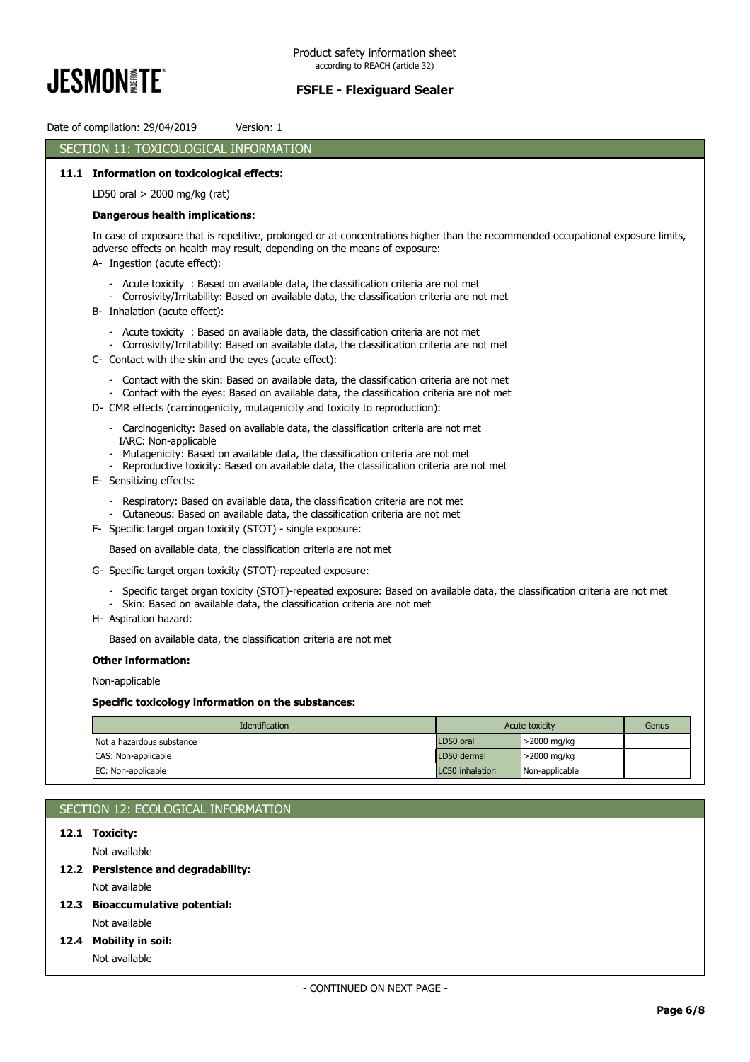## SECTION 11: TOXICOLOGICAL INFORMATION

### 11.1 Information on toxicological effects:

LD50 oral > 2000 mg/kg (rat)

**Dangerous health implications:**

In case of exposure that is repetitive, prolonged or at concentrations higher than the recommended occupational exposure limits, adverse effects on health may result, depending on the means of exposure:

A- Ingestion (acute effect):

- Acute toxicity : Based on available data, the classification criteria are not met
- Corrosivity/Irritability: Based on available data, the classification criteria are not met

B- Inhalation (acute effect):

- Acute toxicity : Based on available data, the classification criteria are not met
- Corrosivity/Irritability: Based on available data, the classification criteria are not met

C- Contact with the skin and the eyes (acute effect):

- Contact with the skin: Based on available data, the classification criteria are not met
- Contact with the eyes: Based on available data, the classification criteria are not met

D- CMR effects (carcinogenicity, mutagenicity and toxicity to reproduction):

- Carcinogenicity: Based on available data, the classification criteria are not met
  IARC: Non-applicable
- Mutagenicity: Based on available data, the classification criteria are not met
- Reproductive toxicity: Based on available data, the classification criteria are not met

E- Sensitizing effects:

- Respiratory: Based on available data, the classification criteria are not met
- Cutaneous: Based on available data, the classification criteria are not met

F- Specific target organ toxicity (STOT) - single exposure:

Based on available data, the classification criteria are not met

G- Specific target organ toxicity (STOT)-repeated exposure:

- Specific target organ toxicity (STOT)-repeated exposure: Based on available data, the classification criteria are not met
- Skin: Based on available data, the classification criteria are not met

H- Aspiration hazard:

Based on available data, the classification criteria are not met

**Other information:**

Non-applicable

**Specific toxicology information on the substances:**

| Identification | Acute toxicity | | Genus |
|---|---|---|---|
| Not a hazardous substance | LD50 oral | >2000 mg/kg | |
| CAS: Non-applicable | LD50 dermal | >2000 mg/kg | |
| EC: Non-applicable | LC50 inhalation | Non-applicable | |

## SECTION 12: ECOLOGICAL INFORMATION

### 12.1 Toxicity:

Not available

### 12.2 Persistence and degradability:

Not available

### 12.3 Bioaccumulative potential:

Not available

### 12.4 Mobility in soil:

Not available

- CONTINUED ON NEXT PAGE -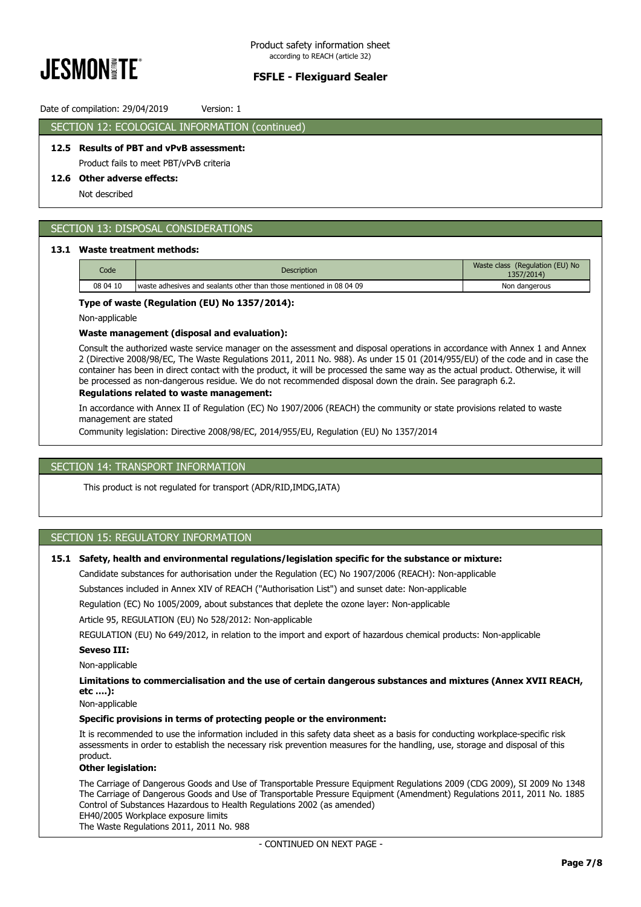## SECTION 12: ECOLOGICAL INFORMATION (continued)

**12.5 Results of PBT and vPvB assessment:**

Product fails to meet PBT/vPvB criteria

**12.6 Other adverse effects:**

Not described

## SECTION 13: DISPOSAL CONSIDERATIONS

**13.1 Waste treatment methods:**

| Code | Description | Waste class (Regulation (EU) No 1357/2014) |
|---|---|---|
| 08 04 10 | waste adhesives and sealants other than those mentioned in 08 04 09 | Non dangerous |

**Type of waste (Regulation (EU) No 1357/2014):**

Non-applicable

**Waste management (disposal and evaluation):**

Consult the authorized waste service manager on the assessment and disposal operations in accordance with Annex 1 and Annex 2 (Directive 2008/98/EC, The Waste Regulations 2011, 2011 No. 988). As under 15 01 (2014/955/EU) of the code and in case the container has been in direct contact with the product, it will be processed the same way as the actual product. Otherwise, it will be processed as non-dangerous residue. We do not recommended disposal down the drain. See paragraph 6.2.

**Regulations related to waste management:**

In accordance with Annex II of Regulation (EC) No 1907/2006 (REACH) the community or state provisions related to waste management are stated

Community legislation: Directive 2008/98/EC, 2014/955/EU, Regulation (EU) No 1357/2014

## SECTION 14: TRANSPORT INFORMATION

This product is not regulated for transport (ADR/RID,IMDG,IATA)

## SECTION 15: REGULATORY INFORMATION

**15.1 Safety, health and environmental regulations/legislation specific for the substance or mixture:**

Candidate substances for authorisation under the Regulation (EC) No 1907/2006 (REACH): Non-applicable

Substances included in Annex XIV of REACH ("Authorisation List") and sunset date: Non-applicable

Regulation (EC) No 1005/2009, about substances that deplete the ozone layer: Non-applicable

Article 95, REGULATION (EU) No 528/2012: Non-applicable

REGULATION (EU) No 649/2012, in relation to the import and export of hazardous chemical products: Non-applicable

**Seveso III:**

Non-applicable

**Limitations to commercialisation and the use of certain dangerous substances and mixtures (Annex XVII REACH, etc ….):**

Non-applicable

**Specific provisions in terms of protecting people or the environment:**

It is recommended to use the information included in this safety data sheet as a basis for conducting workplace-specific risk assessments in order to establish the necessary risk prevention measures for the handling, use, storage and disposal of this product.

**Other legislation:**

The Carriage of Dangerous Goods and Use of Transportable Pressure Equipment Regulations 2009 (CDG 2009), SI 2009 No 1348
The Carriage of Dangerous Goods and Use of Transportable Pressure Equipment (Amendment) Regulations 2011, 2011 No. 1885
Control of Substances Hazardous to Health Regulations 2002 (as amended)
EH40/2005 Workplace exposure limits
The Waste Regulations 2011, 2011 No. 988

- CONTINUED ON NEXT PAGE -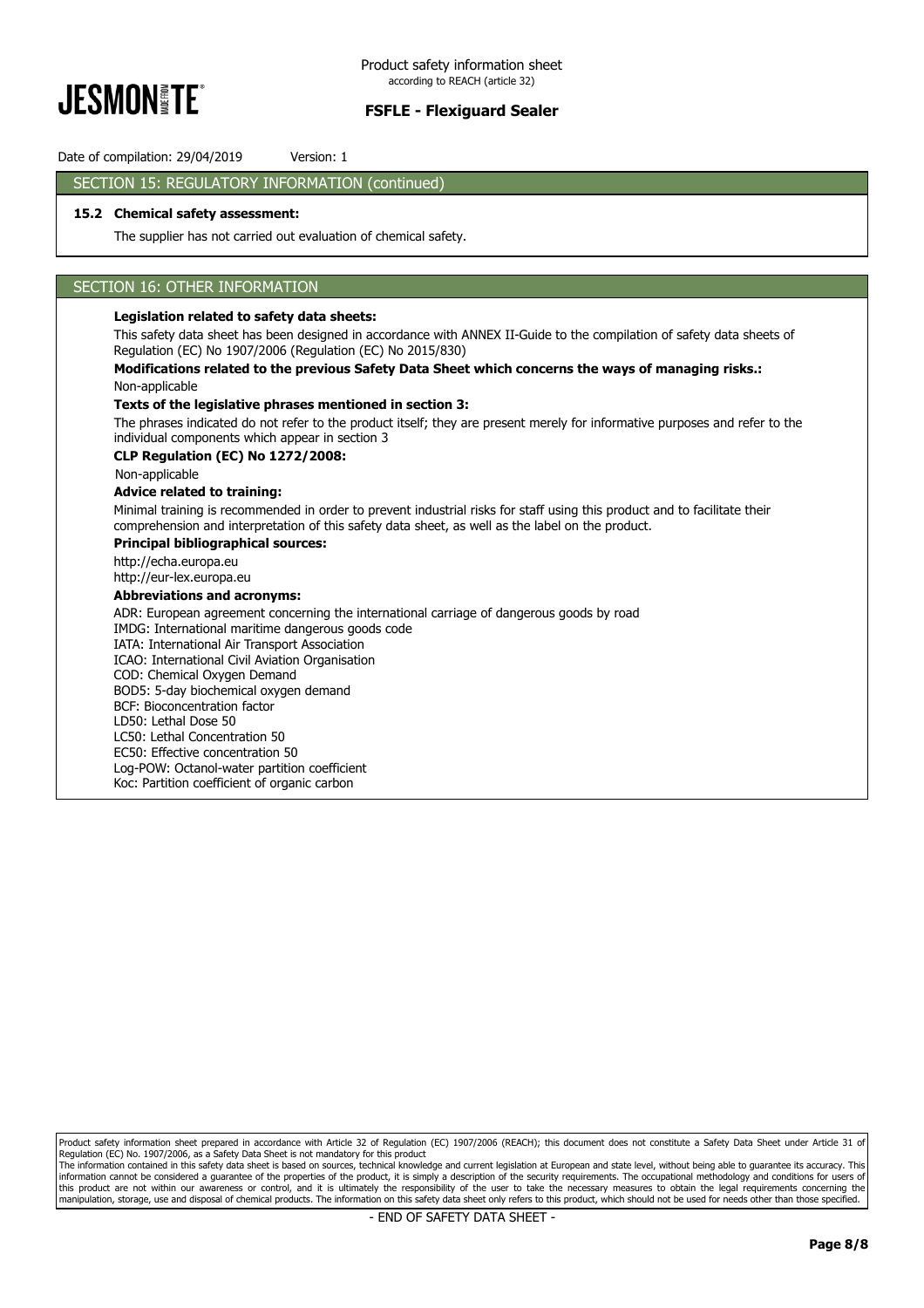## SECTION 15: REGULATORY INFORMATION (continued)

**15.2 Chemical safety assessment:**

The supplier has not carried out evaluation of chemical safety.

## SECTION 16: OTHER INFORMATION

**Legislation related to safety data sheets:**

This safety data sheet has been designed in accordance with ANNEX II-Guide to the compilation of safety data sheets of Regulation (EC) No 1907/2006 (Regulation (EC) No 2015/830)

**Modifications related to the previous Safety Data Sheet which concerns the ways of managing risks.:**

Non-applicable

**Texts of the legislative phrases mentioned in section 3:**

The phrases indicated do not refer to the product itself; they are present merely for informative purposes and refer to the individual components which appear in section 3

**CLP Regulation (EC) No 1272/2008:**

Non-applicable

**Advice related to training:**

Minimal training is recommended in order to prevent industrial risks for staff using this product and to facilitate their comprehension and interpretation of this safety data sheet, as well as the label on the product.

**Principal bibliographical sources:**

http://echa.europa.eu
http://eur-lex.europa.eu

**Abbreviations and acronyms:**

ADR: European agreement concerning the international carriage of dangerous goods by road
IMDG: International maritime dangerous goods code
IATA: International Air Transport Association
ICAO: International Civil Aviation Organisation
COD: Chemical Oxygen Demand
BOD5: 5-day biochemical oxygen demand
BCF: Bioconcentration factor
LD50: Lethal Dose 50
LC50: Lethal Concentration 50
EC50: Effective concentration 50
Log-POW: Octanol-water partition coefficient
Koc: Partition coefficient of organic carbon

Product safety information sheet prepared in accordance with Article 32 of Regulation (EC) 1907/2006 (REACH); this document does not constitute a Safety Data Sheet under Article 31 of Regulation (EC) No. 1907/2006, as a Safety Data Sheet is not mandatory for this product
The information contained in this safety data sheet is based on sources, technical knowledge and current legislation at European and state level, without being able to guarantee its accuracy. This information cannot be considered a guarantee of the properties of the product, it is simply a description of the security requirements. The occupational methodology and conditions for users of this product are not within our awareness or control, and it is ultimately the responsibility of the user to take the necessary measures to obtain the legal requirements concerning the manipulation, storage, use and disposal of chemical products. The information on this safety data sheet only refers to this product, which should not be used for needs other than those specified.

- END OF SAFETY DATA SHEET -